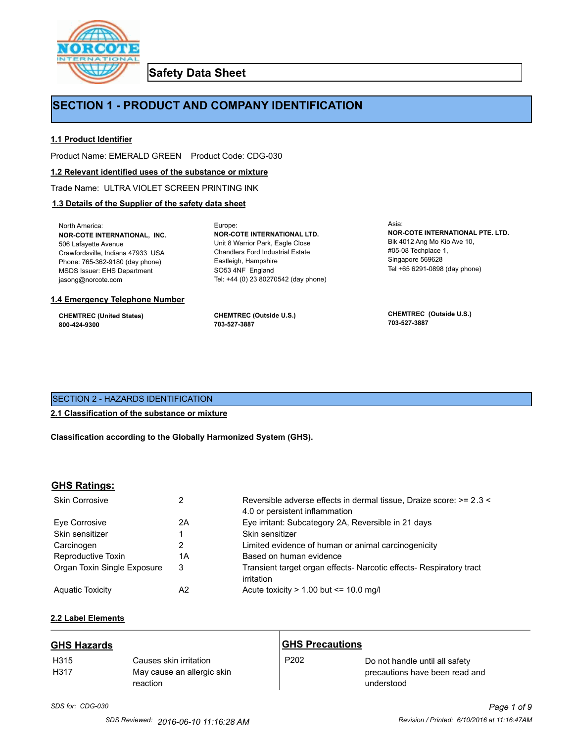# Safety Data Sheet

## SECTION 1 - PRODUCT AND COMPANY IDENTIFICATION

### 1.1 Product Identifier

Product Name: EMERALD GREEN    Product Code: CDG-030

### 1.2 Relevant identified uses of the substance or mixture

Trade Name: ULTRA VIOLET SCREEN PRINTING INK

### 1.3 Details of the Supplier of the safety data sheet

North America:
**NOR-COTE INTERNATIONAL, INC.**
506 Lafayette Avenue
Crawfordsville, Indiana 47933 USA
Phone: 765-362-9180 (day phone)
MSDS Issuer: EHS Department
jasong@norcote.com

Europe:
**NOR-COTE INTERNATIONAL LTD.**
Unit 8 Warrior Park, Eagle Close
Chandlers Ford Industrial Estate
Eastleigh, Hampshire
SO53 4NF England
Tel: +44 (0) 23 80270542 (day phone)

Asia:
**NOR-COTE INTERNATIONAL PTE. LTD.**
Blk 4012 Ang Mo Kio Ave 10,
#05-08 Techplace 1,
Singapore 569628
Tel +65 6291-0898 (day phone)

### 1.4 Emergency Telephone Number

**CHEMTREC (United States)**
**800-424-9300**

**CHEMTREC (Outside U.S.)**
**703-527-3887**

**CHEMTREC (Outside U.S.)**
**703-527-3887**

## SECTION 2 - HAZARDS IDENTIFICATION

### 2.1 Classification of the substance or mixture

**Classification according to the Globally Harmonized System (GHS).**

### GHS Ratings:

| | | |
|---|---|---|
| Skin Corrosive | 2 | Reversible adverse effects in dermal tissue, Draize score: >= 2.3 < 4.0 or persistent inflammation |
| Eye Corrosive | 2A | Eye irritant: Subcategory 2A, Reversible in 21 days |
| Skin sensitizer | 1 | Skin sensitizer |
| Carcinogen | 2 | Limited evidence of human or animal carcinogenicity |
| Reproductive Toxin | 1A | Based on human evidence |
| Organ Toxin Single Exposure | 3 | Transient target organ effects- Narcotic effects- Respiratory tract irritation |
| Aquatic Toxicity | A2 | Acute toxicity > 1.00 but <= 10.0 mg/l |

### 2.2 Label Elements

**GHS Hazards**

| | |
|---|---|
| H315 | Causes skin irritation |
| H317 | May cause an allergic skin reaction |

**GHS Precautions**

| | |
|---|---|
| P202 | Do not handle until all safety precautions have been read and understood |

*SDS for: CDG-030*

SDS Reviewed: 2016-06-10 11:16:28 AM    Revision / Printed: 6/10/2016 at 11:16:47AM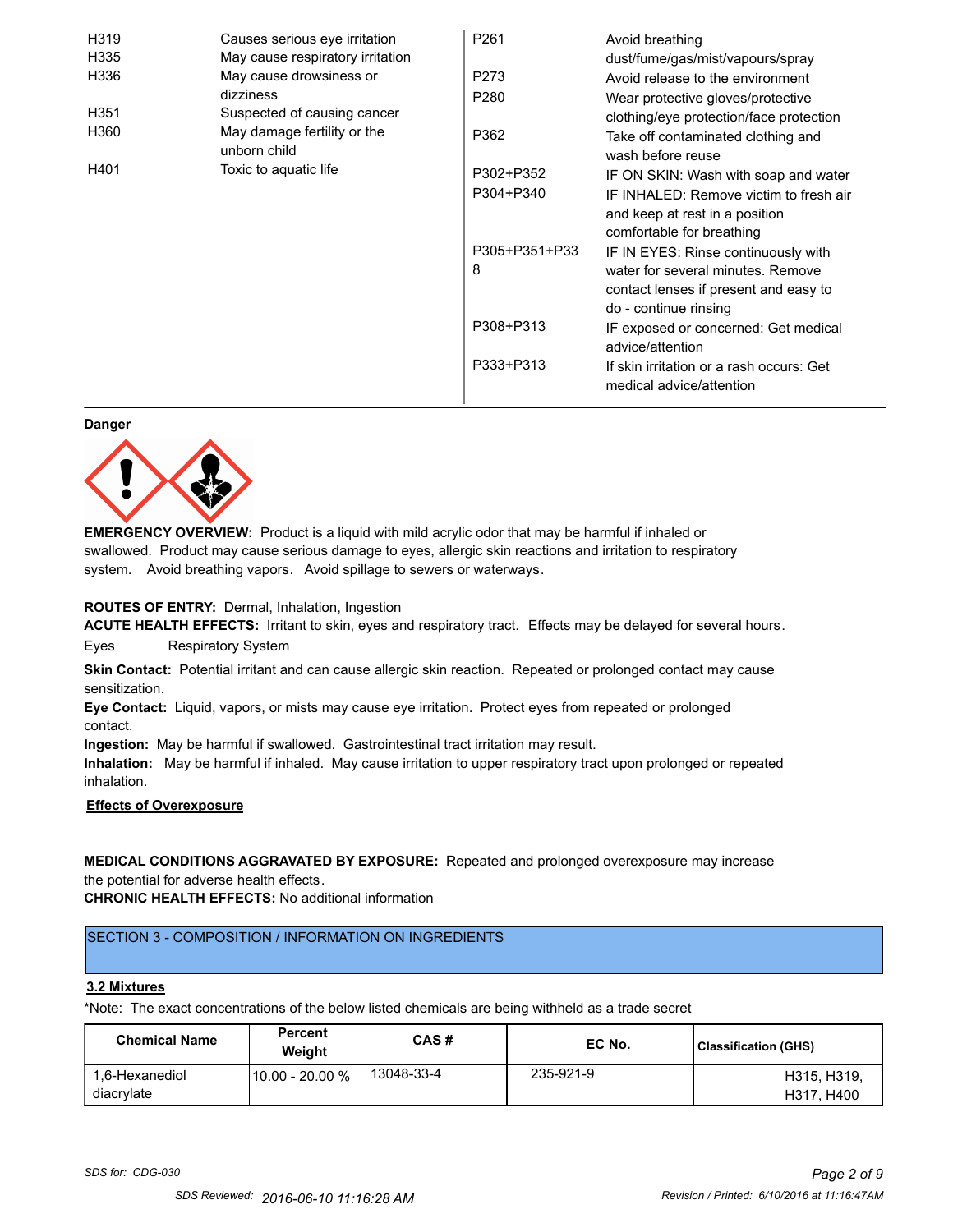| | | | |
|---|---|---|---|
| H319 | Causes serious eye irritation | P261 | Avoid breathing dust/fume/gas/mist/vapours/spray |
| H335 | May cause respiratory irritation | P273 | Avoid release to the environment |
| H336 | May cause drowsiness or dizziness | P280 | Wear protective gloves/protective clothing/eye protection/face protection |
| H351 | Suspected of causing cancer | P362 | Take off contaminated clothing and wash before reuse |
| H360 | May damage fertility or the unborn child | P302+P352 | IF ON SKIN: Wash with soap and water |
| H401 | Toxic to aquatic life | P304+P340 | IF INHALED: Remove victim to fresh air and keep at rest in a position comfortable for breathing |
| | | P305+P351+P338 | IF IN EYES: Rinse continuously with water for several minutes. Remove contact lenses if present and easy to do - continue rinsing |
| | | P308+P313 | IF exposed or concerned: Get medical advice/attention |
| | | P333+P313 | If skin irritation or a rash occurs: Get medical advice/attention |

**Danger**

**EMERGENCY OVERVIEW:** Product is a liquid with mild acrylic odor that may be harmful if inhaled or swallowed. Product may cause serious damage to eyes, allergic skin reactions and irritation to respiratory system. Avoid breathing vapors. Avoid spillage to sewers or waterways.

**ROUTES OF ENTRY:** Dermal, Inhalation, Ingestion

**ACUTE HEALTH EFFECTS:** Irritant to skin, eyes and respiratory tract. Effects may be delayed for several hours.

Eyes Respiratory System

**Skin Contact:** Potential irritant and can cause allergic skin reaction. Repeated or prolonged contact may cause sensitization.

**Eye Contact:** Liquid, vapors, or mists may cause eye irritation. Protect eyes from repeated or prolonged contact.

**Ingestion:** May be harmful if swallowed. Gastrointestinal tract irritation may result.

**Inhalation:** May be harmful if inhaled. May cause irritation to upper respiratory tract upon prolonged or repeated inhalation.

**Effects of Overexposure**

**MEDICAL CONDITIONS AGGRAVATED BY EXPOSURE:** Repeated and prolonged overexposure may increase the potential for adverse health effects.

**CHRONIC HEALTH EFFECTS:** No additional information

## SECTION 3 - COMPOSITION / INFORMATION ON INGREDIENTS

**3.2 Mixtures**

*Note: The exact concentrations of the below listed chemicals are being withheld as a trade secret

| Chemical Name | Percent Weight | CAS # | EC No. | Classification (GHS) |
|---|---|---|---|---|
| 1,6-Hexanediol diacrylate | 10.00 - 20.00 % | 13048-33-4 | 235-921-9 | H315, H319, H317, H400 |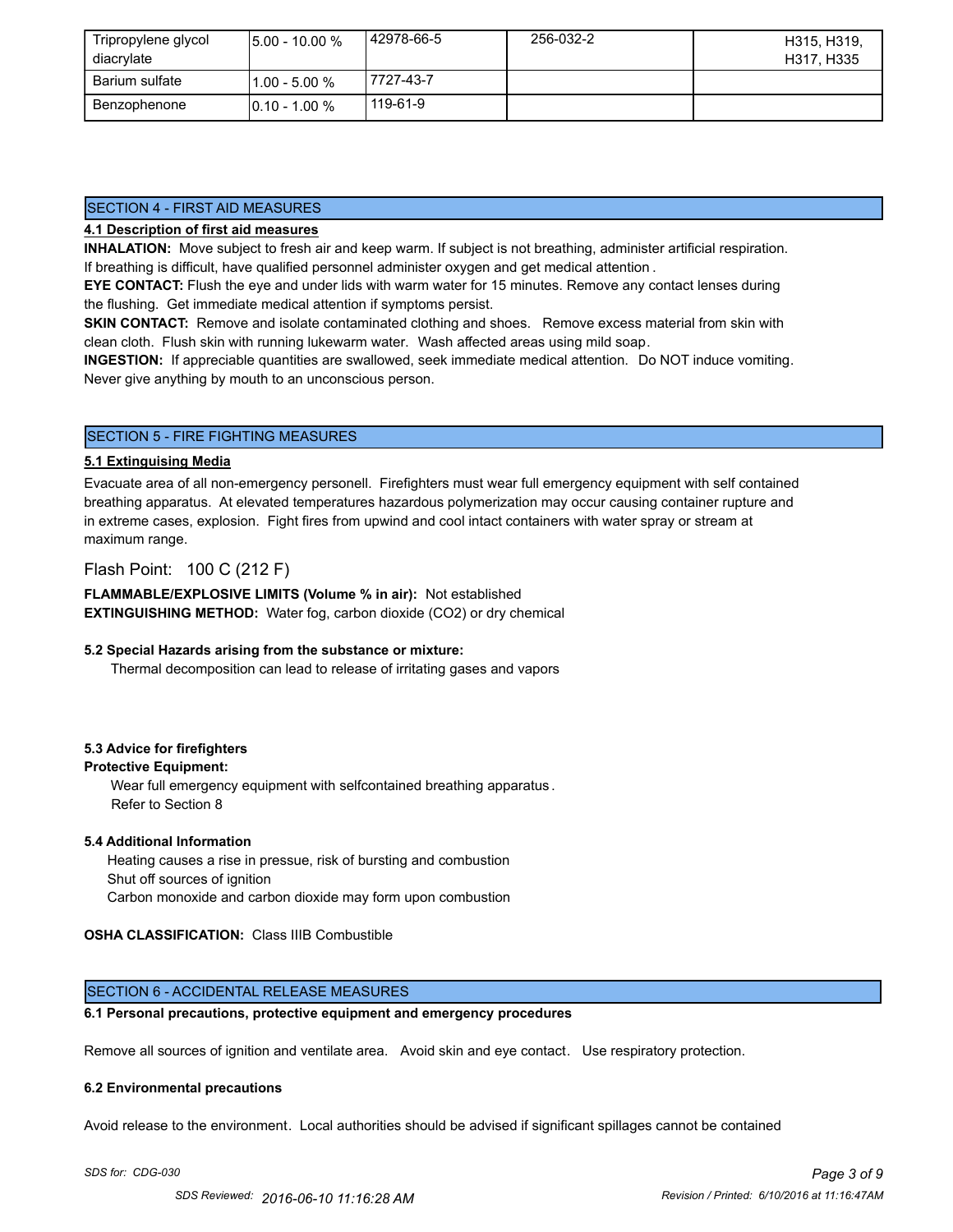| Tripropylene glycol diacrylate | 5.00 - 10.00 % | 42978-66-5 | 256-032-2 | H315, H319, H317, H335 |
|---|---|---|---|---|
| Barium sulfate | 1.00 - 5.00 % | 7727-43-7 | | |
| Benzophenone | 0.10 - 1.00 % | 119-61-9 | | |

## SECTION 4 - FIRST AID MEASURES

### 4.1 Description of first aid measures

**INHALATION:** Move subject to fresh air and keep warm. If subject is not breathing, administer artificial respiration. If breathing is difficult, have qualified personnel administer oxygen and get medical attention.

**EYE CONTACT:** Flush the eye and under lids with warm water for 15 minutes. Remove any contact lenses during the flushing. Get immediate medical attention if symptoms persist.

**SKIN CONTACT:** Remove and isolate contaminated clothing and shoes. Remove excess material from skin with clean cloth. Flush skin with running lukewarm water. Wash affected areas using mild soap.

**INGESTION:** If appreciable quantities are swallowed, seek immediate medical attention. Do NOT induce vomiting. Never give anything by mouth to an unconscious person.

## SECTION 5 - FIRE FIGHTING MEASURES

### 5.1 Extinguising Media

Evacuate area of all non-emergency personell. Firefighters must wear full emergency equipment with self contained breathing apparatus. At elevated temperatures hazardous polymerization may occur causing container rupture and in extreme cases, explosion. Fight fires from upwind and cool intact containers with water spray or stream at maximum range.

Flash Point: 100 C (212 F)

**FLAMMABLE/EXPLOSIVE LIMITS (Volume % in air):** Not established

**EXTINGUISHING METHOD:** Water fog, carbon dioxide ($CO_2$) or dry chemical

### 5.2 Special Hazards arising from the substance or mixture:

Thermal decomposition can lead to release of irritating gases and vapors

### 5.3 Advice for firefighters

**Protective Equipment:**

Wear full emergency equipment with selfcontained breathing apparatus.
Refer to Section 8

### 5.4 Additional Information

Heating causes a rise in pressue, risk of bursting and combustion
Shut off sources of ignition
Carbon monoxide and carbon dioxide may form upon combustion

**OSHA CLASSIFICATION:** Class IIIB Combustible

## SECTION 6 - ACCIDENTAL RELEASE MEASURES

### 6.1 Personal precautions, protective equipment and emergency procedures

Remove all sources of ignition and ventilate area. Avoid skin and eye contact. Use respiratory protection.

### 6.2 Environmental precautions

Avoid release to the environment. Local authorities should be advised if significant spillages cannot be contained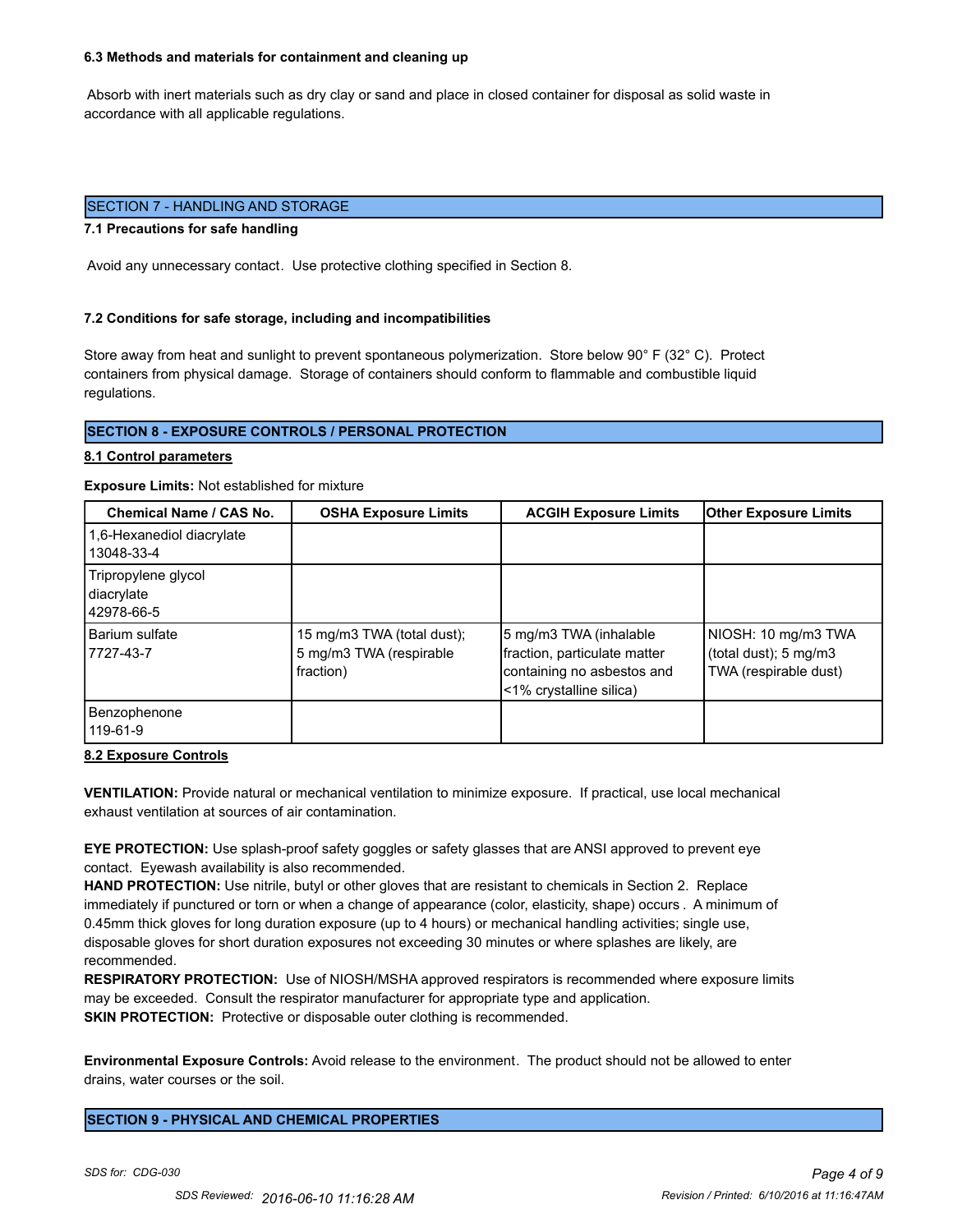### 6.3 Methods and materials for containment and cleaning up

Absorb with inert materials such as dry clay or sand and place in closed container for disposal as solid waste in accordance with all applicable regulations.

## SECTION 7 - HANDLING AND STORAGE

### 7.1 Precautions for safe handling

Avoid any unnecessary contact. Use protective clothing specified in Section 8.

### 7.2 Conditions for safe storage, including and incompatibilities

Store away from heat and sunlight to prevent spontaneous polymerization. Store below 90° F (32° C). Protect containers from physical damage. Storage of containers should conform to flammable and combustible liquid regulations.

## SECTION 8 - EXPOSURE CONTROLS / PERSONAL PROTECTION

### 8.1 Control parameters

**Exposure Limits:** Not established for mixture

| Chemical Name / CAS No. | OSHA Exposure Limits | ACGIH Exposure Limits | Other Exposure Limits |
|---|---|---|---|
| 1,6-Hexanediol diacrylate 13048-33-4 | | | |
| Tripropylene glycol diacrylate 42978-66-5 | | | |
| Barium sulfate 7727-43-7 | 15 mg/m3 TWA (total dust); 5 mg/m3 TWA (respirable fraction) | 5 mg/m3 TWA (inhalable fraction, particulate matter containing no asbestos and <1% crystalline silica) | NIOSH: 10 mg/m3 TWA (total dust); 5 mg/m3 TWA (respirable dust) |
| Benzophenone 119-61-9 | | | |

### 8.2 Exposure Controls

**VENTILATION:** Provide natural or mechanical ventilation to minimize exposure. If practical, use local mechanical exhaust ventilation at sources of air contamination.

**EYE PROTECTION:** Use splash-proof safety goggles or safety glasses that are ANSI approved to prevent eye contact. Eyewash availability is also recommended.

**HAND PROTECTION:** Use nitrile, butyl or other gloves that are resistant to chemicals in Section 2. Replace immediately if punctured or torn or when a change of appearance (color, elasticity, shape) occurs. A minimum of 0.45mm thick gloves for long duration exposure (up to 4 hours) or mechanical handling activities; single use, disposable gloves for short duration exposures not exceeding 30 minutes or where splashes are likely, are recommended.

**RESPIRATORY PROTECTION:** Use of NIOSH/MSHA approved respirators is recommended where exposure limits may be exceeded. Consult the respirator manufacturer for appropriate type and application.

**SKIN PROTECTION:** Protective or disposable outer clothing is recommended.

**Environmental Exposure Controls:** Avoid release to the environment. The product should not be allowed to enter drains, water courses or the soil.

## SECTION 9 - PHYSICAL AND CHEMICAL PROPERTIES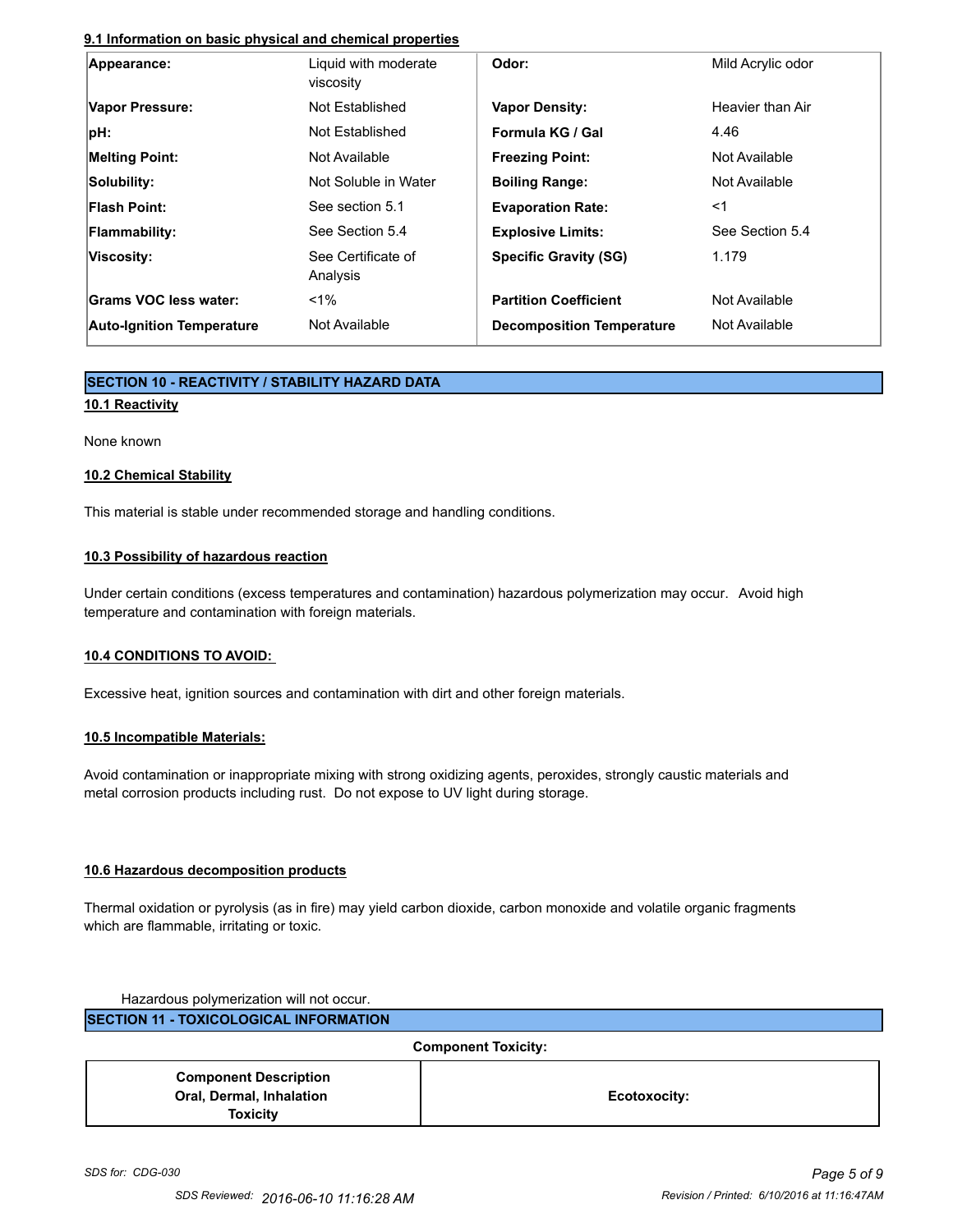**9.1 Information on basic physical and chemical properties**

| Appearance: | Liquid with moderate viscosity | Odor: | Mild Acrylic odor |
|---|---|---|---|
| Vapor Pressure: | Not Established | Vapor Density: | Heavier than Air |
| pH: | Not Established | Formula KG / Gal | 4.46 |
| Melting Point: | Not Available | Freezing Point: | Not Available |
| Solubility: | Not Soluble in Water | Boiling Range: | Not Available |
| Flash Point: | See section 5.1 | Evaporation Rate: | <1 |
| Flammability: | See Section 5.4 | Explosive Limits: | See Section 5.4 |
| Viscosity: | See Certificate of Analysis | Specific Gravity (SG) | 1.179 |
| Grams VOC less water: | <1% | Partition Coefficient | Not Available |
| Auto-Ignition Temperature | Not Available | Decomposition Temperature | Not Available |

## SECTION 10 - REACTIVITY / STABILITY HAZARD DATA

**10.1 Reactivity**

None known

**10.2 Chemical Stability**

This material is stable under recommended storage and handling conditions.

**10.3 Possibility of hazardous reaction**

Under certain conditions (excess temperatures and contamination) hazardous polymerization may occur. Avoid high temperature and contamination with foreign materials.

**10.4 CONDITIONS TO AVOID:**

Excessive heat, ignition sources and contamination with dirt and other foreign materials.

**10.5 Incompatible Materials:**

Avoid contamination or inappropriate mixing with strong oxidizing agents, peroxides, strongly caustic materials and metal corrosion products including rust. Do not expose to UV light during storage.

**10.6 Hazardous decomposition products**

Thermal oxidation or pyrolysis (as in fire) may yield carbon dioxide, carbon monoxide and volatile organic fragments which are flammable, irritating or toxic.

Hazardous polymerization will not occur.

## SECTION 11 - TOXICOLOGICAL INFORMATION

**Component Toxicity:**

| Component Description Oral, Dermal, Inhalation Toxicity | Ecotoxocity: |
|---|---|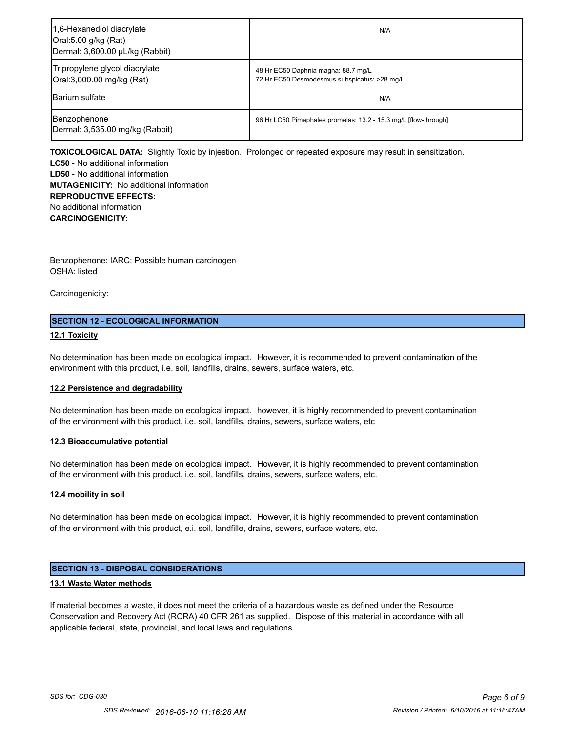| 1,6-Hexanediol diacrylate<br>Oral:5.00 g/kg (Rat)<br>Dermal: 3,600.00 µL/kg (Rabbit) | N/A |
|---|---|
| Tripropylene glycol diacrylate<br>Oral:3,000.00 mg/kg (Rat) | 48 Hr EC50 Daphnia magna: 88.7 mg/L<br>72 Hr EC50 Desmodesmus subspicatus: >28 mg/L |
| Barium sulfate | N/A |
| Benzophenone<br>Dermal: 3,535.00 mg/kg (Rabbit) | 96 Hr LC50 Pimephales promelas: 13.2 - 15.3 mg/L [flow-through] |

**TOXICOLOGICAL DATA:** Slightly Toxic by injestion. Prolonged or repeated exposure may result in sensitization.
**LC50** - No additional information
**LD50** - No additional information
**MUTAGENICITY:** No additional information
**REPRODUCTIVE EFFECTS:**
No additional information
**CARCINOGENICITY:**

Benzophenone: IARC: Possible human carcinogen
OSHA: listed

Carcinogenicity:

## SECTION 12 - ECOLOGICAL INFORMATION

### 12.1 Toxicity

No determination has been made on ecological impact. However, it is recommended to prevent contamination of the environment with this product, i.e. soil, landfills, drains, sewers, surface waters, etc.

### 12.2 Persistence and degradability

No determination has been made on ecological impact. however, it is highly recommended to prevent contamination of the environment with this product, i.e. soil, landfills, drains, sewers, surface waters, etc

### 12.3 Bioaccumulative potential

No determination has been made on ecological impact. However, it is highly recommended to prevent contamination of the environment with this product, i.e. soil, landfills, drains, sewers, surface waters, etc.

### 12.4 mobility in soil

No determination has been made on ecological impact. However, it is highly recommended to prevent contamination of the environment with this product, e.i. soil, landfille, drains, sewers, surface waters, etc.

## SECTION 13 - DISPOSAL CONSIDERATIONS

### 13.1 Waste Water methods

If material becomes a waste, it does not meet the criteria of a hazardous waste as defined under the Resource Conservation and Recovery Act (RCRA) 40 CFR 261 as supplied. Dispose of this material in accordance with all applicable federal, state, provincial, and local laws and regulations.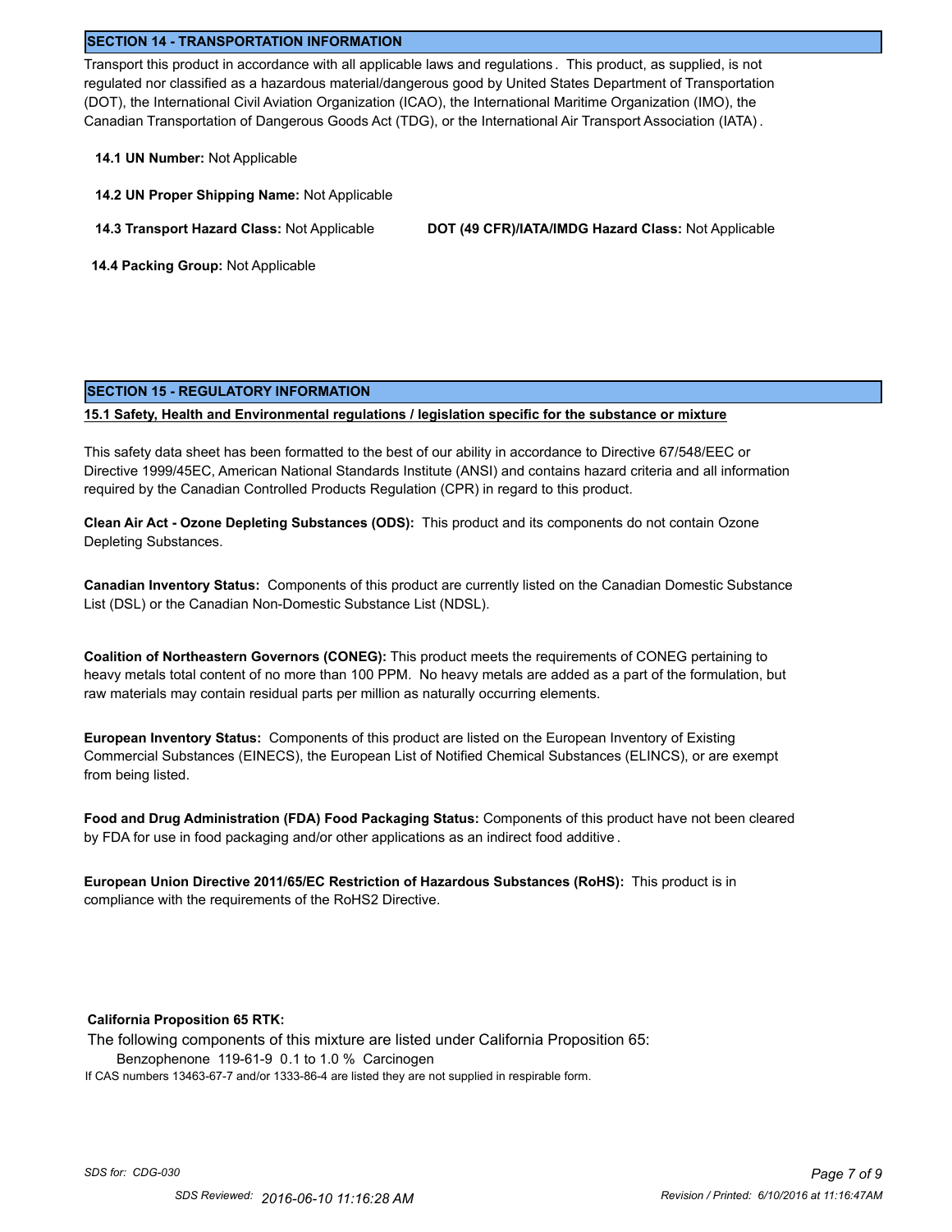## SECTION 14 - TRANSPORTATION INFORMATION

Transport this product in accordance with all applicable laws and regulations. This product, as supplied, is not regulated nor classified as a hazardous material/dangerous good by United States Department of Transportation (DOT), the International Civil Aviation Organization (ICAO), the International Maritime Organization (IMO), the Canadian Transportation of Dangerous Goods Act (TDG), or the International Air Transport Association (IATA).

**14.1 UN Number:** Not Applicable

**14.2 UN Proper Shipping Name:** Not Applicable

**14.3 Transport Hazard Class:** Not Applicable **DOT (49 CFR)/IATA/IMDG Hazard Class:** Not Applicable

**14.4 Packing Group:** Not Applicable

## SECTION 15 - REGULATORY INFORMATION

**15.1 Safety, Health and Environmental regulations / legislation specific for the substance or mixture**

This safety data sheet has been formatted to the best of our ability in accordance to Directive 67/548/EEC or Directive 1999/45EC, American National Standards Institute (ANSI) and contains hazard criteria and all information required by the Canadian Controlled Products Regulation (CPR) in regard to this product.

**Clean Air Act - Ozone Depleting Substances (ODS):** This product and its components do not contain Ozone Depleting Substances.

**Canadian Inventory Status:** Components of this product are currently listed on the Canadian Domestic Substance List (DSL) or the Canadian Non-Domestic Substance List (NDSL).

**Coalition of Northeastern Governors (CONEG):** This product meets the requirements of CONEG pertaining to heavy metals total content of no more than 100 PPM. No heavy metals are added as a part of the formulation, but raw materials may contain residual parts per million as naturally occurring elements.

**European Inventory Status:** Components of this product are listed on the European Inventory of Existing Commercial Substances (EINECS), the European List of Notified Chemical Substances (ELINCS), or are exempt from being listed.

**Food and Drug Administration (FDA) Food Packaging Status:** Components of this product have not been cleared by FDA for use in food packaging and/or other applications as an indirect food additive.

**European Union Directive 2011/65/EC Restriction of Hazardous Substances (RoHS):** This product is in compliance with the requirements of the RoHS2 Directive.

**California Proposition 65 RTK:**

The following components of this mixture are listed under California Proposition 65:

Benzophenone 119-61-9 0.1 to 1.0 % Carcinogen

If CAS numbers 13463-67-7 and/or 1333-86-4 are listed they are not supplied in respirable form.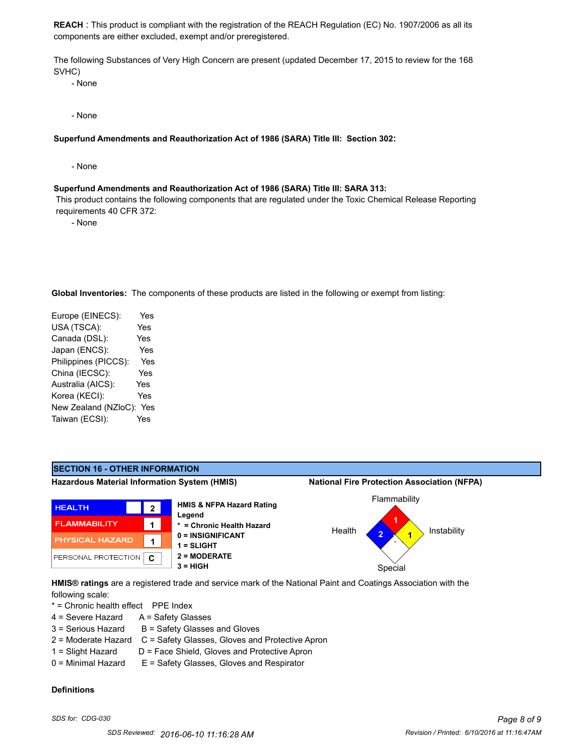**REACH** : This product is compliant with the registration of the REACH Regulation (EC) No. 1907/2006 as all its components are either excluded, exempt and/or preregistered.

The following Substances of Very High Concern are present (updated December 17, 2015 to review for the 168 SVHC)

- None

- None

**Superfund Amendments and Reauthorization Act of 1986 (SARA) Title III: Section 302:**

- None

**Superfund Amendments and Reauthorization Act of 1986 (SARA) Title III: SARA 313:**

This product contains the following components that are regulated under the Toxic Chemical Release Reporting requirements 40 CFR 372:

- None

**Global Inventories:** The components of these products are listed in the following or exempt from listing:

| | |
|---|---|
| Europe (EINECS): | Yes |
| USA (TSCA): | Yes |
| Canada (DSL): | Yes |
| Japan (ENCS): | Yes |
| Philippines (PICCS): | Yes |
| China (IECSC): | Yes |
| Australia (AICS): | Yes |
| Korea (KECI): | Yes |
| New Zealand (NZloC): | Yes |
| Taiwan (ECSI): | Yes |

## SECTION 16 - OTHER INFORMATION

**Hazardous Material Information System (HMIS)**

| | |
|---|---|
| HEALTH | 2 |
| FLAMMABILITY | 1 |
| PHYSICAL HAZARD | 1 |
| PERSONAL PROTECTION | C |

**HMIS & NFPA Hazard Rating Legend**

**\* = Chronic Health Hazard**
**0 = INSIGNIFICANT**
**1 = SLIGHT**
**2 = MODERATE**
**3 = HIGH**

**National Fire Protection Association (NFPA)**

| | |
|---|---|
| Flammability | 1 |
| Health | 2 |
| Instability | 1 |
| Special | |

**HMIS® ratings** are a registered trade and service mark of the National Paint and Coatings Association with the following scale:

| | |
|---|---|
| * = Chronic health effect | PPE Index |
| 4 = Severe Hazard | A = Safety Glasses |
| 3 = Serious Hazard | B = Safety Glasses and Gloves |
| 2 = Moderate Hazard | C = Safety Glasses, Gloves and Protective Apron |
| 1 = Slight Hazard | D = Face Shield, Gloves and Protective Apron |
| 0 = Minimal Hazard | E = Safety Glasses, Gloves and Respirator |

**Definitions**

*SDS for: CDG-030*

*SDS Reviewed: 2016-06-10 11:16:28 AM*

*Revision / Printed: 6/10/2016 at 11:16:47AM*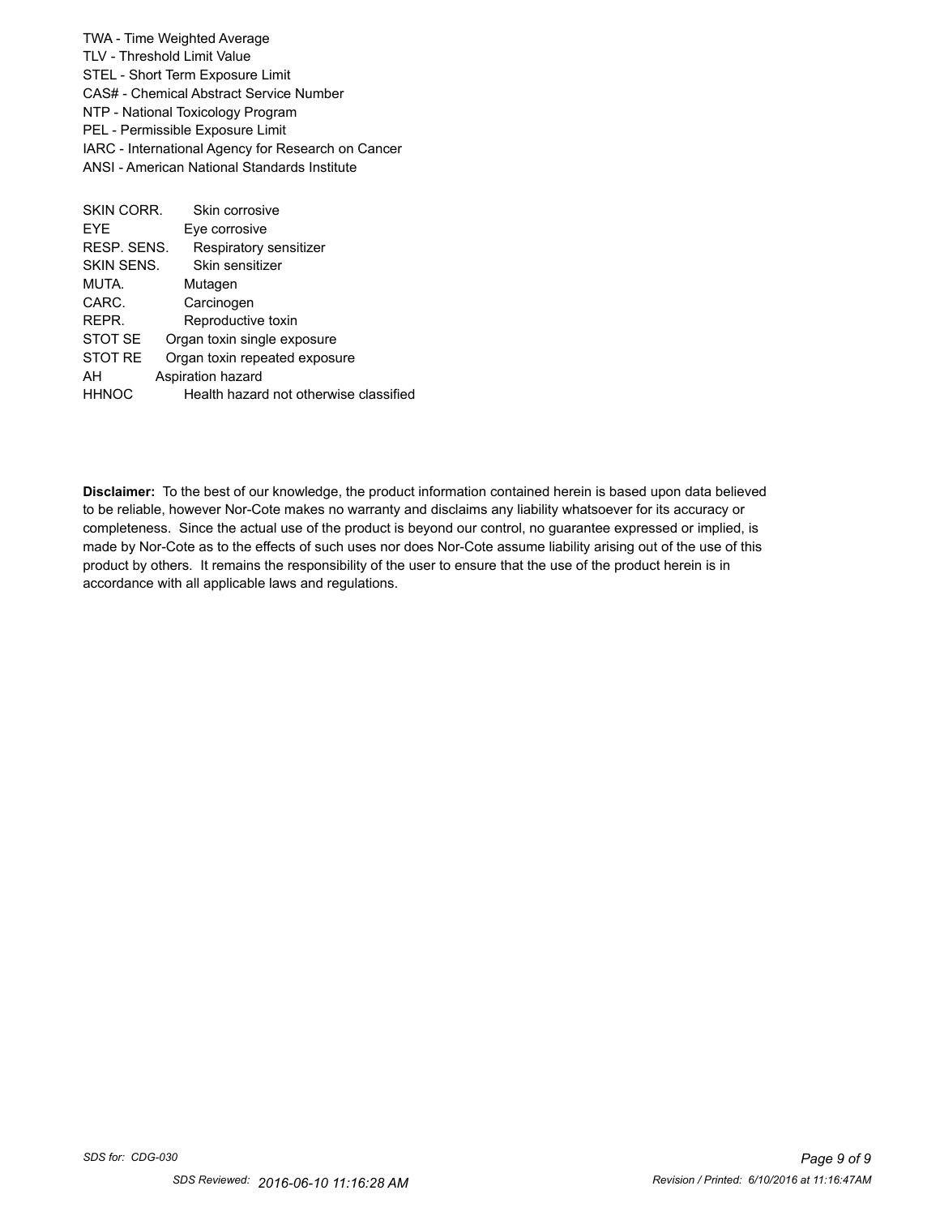TWA - Time Weighted Average
TLV - Threshold Limit Value
STEL - Short Term Exposure Limit
CAS# - Chemical Abstract Service Number
NTP - National Toxicology Program
PEL - Permissible Exposure Limit
IARC - International Agency for Research on Cancer
ANSI - American National Standards Institute

| | |
|---|---|
| SKIN CORR. | Skin corrosive |
| EYE | Eye corrosive |
| RESP. SENS. | Respiratory sensitizer |
| SKIN SENS. | Skin sensitizer |
| MUTA. | Mutagen |
| CARC. | Carcinogen |
| REPR. | Reproductive toxin |
| STOT SE | Organ toxin single exposure |
| STOT RE | Organ toxin repeated exposure |
| AH | Aspiration hazard |
| HHNOC | Health hazard not otherwise classified |

**Disclaimer:** To the best of our knowledge, the product information contained herein is based upon data believed to be reliable, however Nor-Cote makes no warranty and disclaims any liability whatsoever for its accuracy or completeness. Since the actual use of the product is beyond our control, no guarantee expressed or implied, is made by Nor-Cote as to the effects of such uses nor does Nor-Cote assume liability arising out of the use of this product by others. It remains the responsibility of the user to ensure that the use of the product herein is in accordance with all applicable laws and regulations.